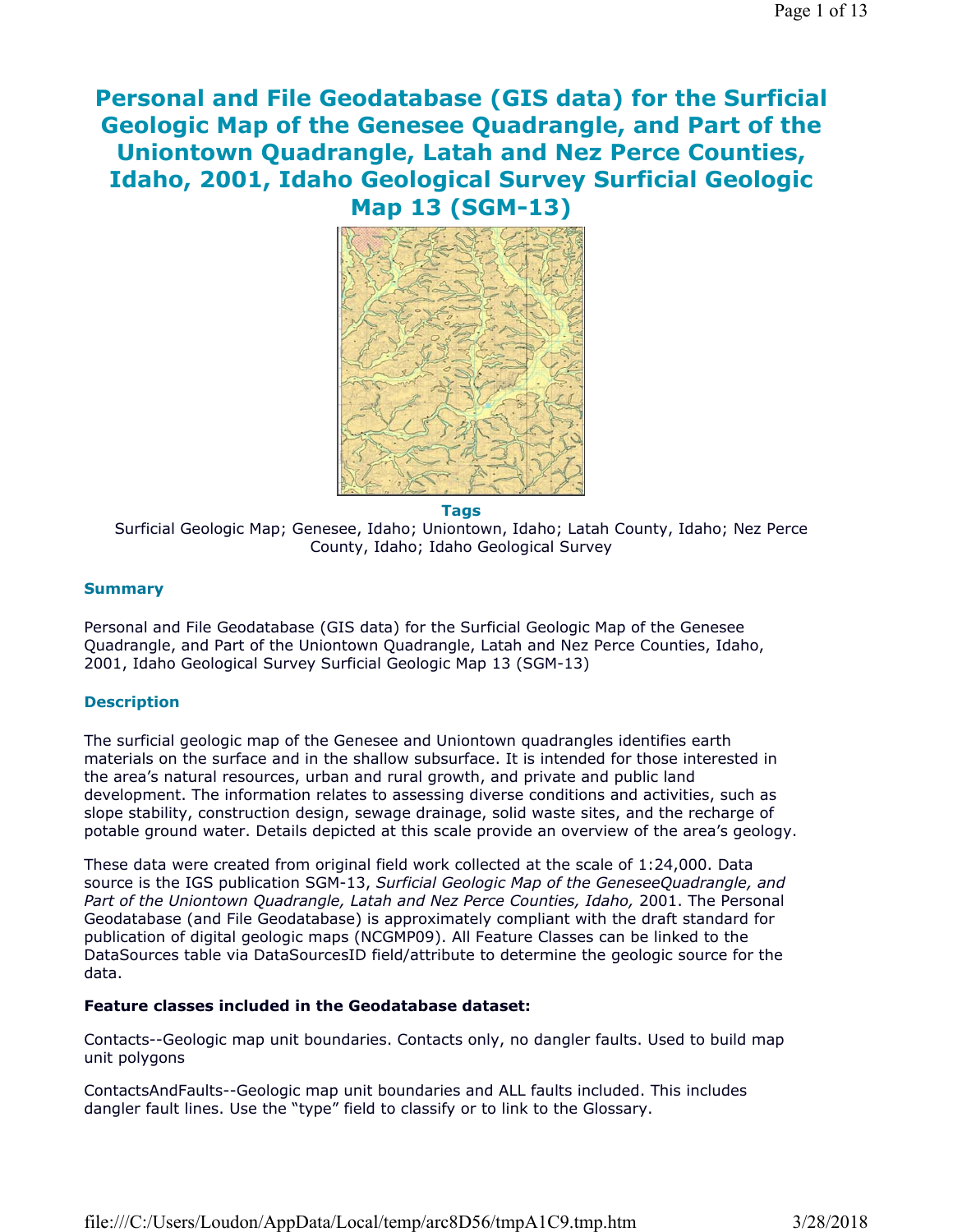# Personal and File Geodatabase (GIS data) for the Surficial Geologic Map of the Genesee Quadrangle, and Part of the Uniontown Quadrangle, Latah and Nez Perce Counties, Idaho, 2001, Idaho Geological Survey Surficial Geologic Map 13 (SGM-13)

### Tags

Surficial Geologic Map; Genesee, Idaho; Uniontown, Idaho; Latah County, Idaho; Nez Perce County, Idaho; Idaho Geological Survey

### Summary

Personal and File Geodatabase (GIS data) for the Surficial Geologic Map of the Genesee Quadrangle, and Part of the Uniontown Quadrangle, Latah and Nez Perce Counties, Idaho, 2001, Idaho Geological Survey Surficial Geologic Map 13 (SGM-13)

### Description

The surficial geologic map of the Genesee and Uniontown quadrangles identifies earth materials on the surface and in the shallow subsurface. It is intended for those interested in the area's natural resources, urban and rural growth, and private and public land development. The information relates to assessing diverse conditions and activities, such as slope stability, construction design, sewage drainage, solid waste sites, and the recharge of potable ground water. Details depicted at this scale provide an overview of the area's geology.

These data were created from original field work collected at the scale of 1:24,000. Data source is the IGS publication SGM-13, *Surficial Geologic Map of the GeneseeQuadrangle, and Part of the Uniontown Quadrangle, Latah and Nez Perce Counties, Idaho,* 2001. The Personal Geodatabase (and File Geodatabase) is approximately compliant with the draft standard for publication of digital geologic maps (NCGMP09). All Feature Classes can be linked to the DataSources table via DataSourcesID field/attribute to determine the geologic source for the data.

**Feature classes included in the Geodatabase dataset:**

Contacts--Geologic map unit boundaries. Contacts only, no dangler faults. Used to build map unit polygons

ContactsAndFaults--Geologic map unit boundaries and ALL faults included. This includes dangler fault lines. Use the "type" field to classify or to link to the Glossary.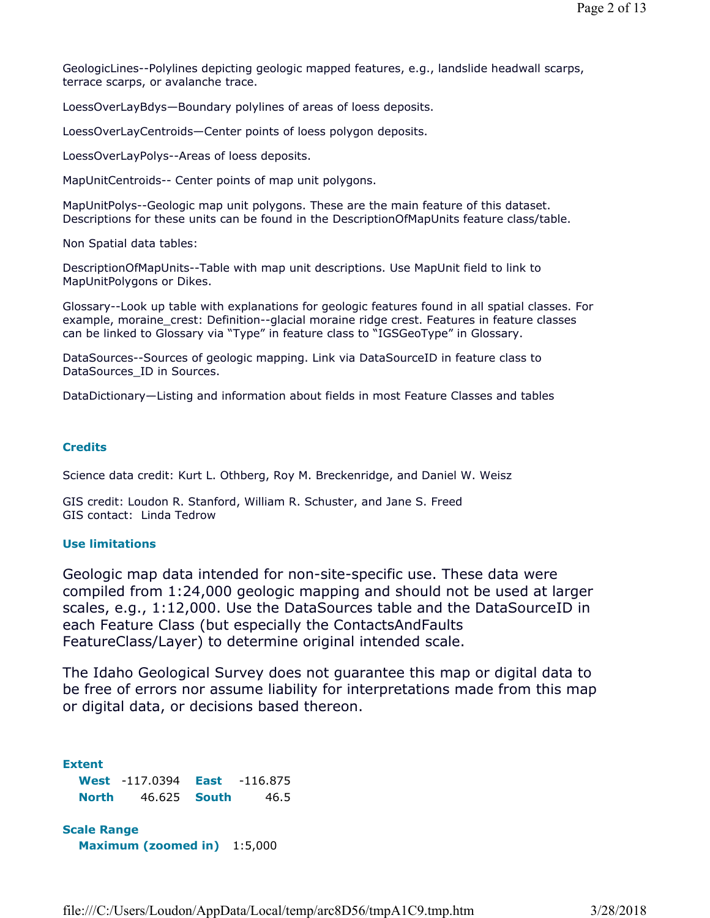GeologicLines--Polylines depicting geologic mapped features, e.g., landslide headwall scarps, terrace scarps, or avalanche trace.

LoessOverLayBdys—Boundary polylines of areas of loess deposits.

LoessOverLayCentroids—Center points of loess polygon deposits.

LoessOverLayPolys--Areas of loess deposits.

MapUnitCentroids-- Center points of map unit polygons.

MapUnitPolys--Geologic map unit polygons. These are the main feature of this dataset. Descriptions for these units can be found in the DescriptionOfMapUnits feature class/table.

Non Spatial data tables:

DescriptionOfMapUnits--Table with map unit descriptions. Use MapUnit field to link to MapUnitPolygons or Dikes.

Glossary--Look up table with explanations for geologic features found in all spatial classes. For example, moraine_crest: Definition--glacial moraine ridge crest. Features in feature classes can be linked to Glossary via “Type” in feature class to “IGSGeoType” in Glossary.

DataSources--Sources of geologic mapping. Link via DataSourceID in feature class to DataSources_ID in Sources.

DataDictionary—Listing and information about fields in most Feature Classes and tables

### Credits

Science data credit: Kurt L. Othberg, Roy M. Breckenridge, and Daniel W. Weisz

GIS credit: Loudon R. Stanford, William R. Schuster, and Jane S. Freed
GIS contact: Linda Tedrow

### Use limitations

Geologic map data intended for non-site-specific use. These data were compiled from 1:24,000 geologic mapping and should not be used at larger scales, e.g., 1:12,000. Use the DataSources table and the DataSourceID in each Feature Class (but especially the ContactsAndFaults FeatureClass/Layer) to determine original intended scale.

The Idaho Geological Survey does not guarantee this map or digital data to be free of errors nor assume liability for interpretations made from this map or digital data, or decisions based thereon.

### Extent

| | | | |
|---|---|---|---|
| **West** | -117.0394 | **East** | -116.875 |
| **North** | 46.625 | **South** | 46.5 |

### Scale Range

**Maximum (zoomed in)** 1:5,000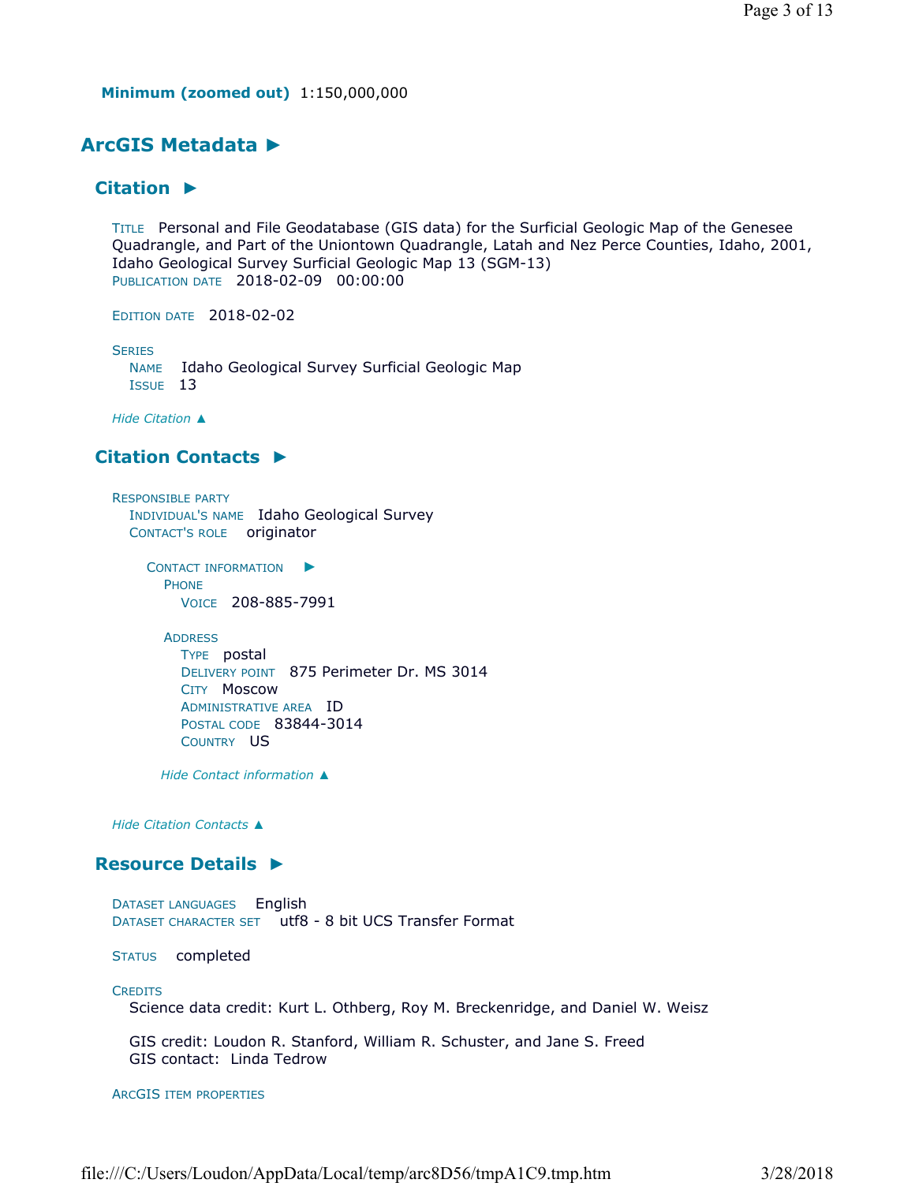**Minimum (zoomed out)** 1:150,000,000

## ArcGIS Metadata ►

### Citation ►

TITLE Personal and File Geodatabase (GIS data) for the Surficial Geologic Map of the Genesee Quadrangle, and Part of the Uniontown Quadrangle, Latah and Nez Perce Counties, Idaho, 2001, Idaho Geological Survey Surficial Geologic Map 13 (SGM-13)
PUBLICATION DATE 2018-02-09 00:00:00

EDITION DATE 2018-02-02

SERIES
NAME Idaho Geological Survey Surficial Geologic Map
ISSUE 13

*Hide Citation ▲*

### Citation Contacts ►

RESPONSIBLE PARTY
INDIVIDUAL'S NAME Idaho Geological Survey
CONTACT'S ROLE originator

CONTACT INFORMATION ►
PHONE
VOICE 208-885-7991

ADDRESS
TYPE postal
DELIVERY POINT 875 Perimeter Dr. MS 3014
CITY Moscow
ADMINISTRATIVE AREA ID
POSTAL CODE 83844-3014
COUNTRY US

*Hide Contact information ▲*

*Hide Citation Contacts ▲*

### Resource Details ►

DATASET LANGUAGES English
DATASET CHARACTER SET utf8 - 8 bit UCS Transfer Format

STATUS completed

CREDITS
Science data credit: Kurt L. Othberg, Roy M. Breckenridge, and Daniel W. Weisz

GIS credit: Loudon R. Stanford, William R. Schuster, and Jane S. Freed
GIS contact: Linda Tedrow

ARCGIS ITEM PROPERTIES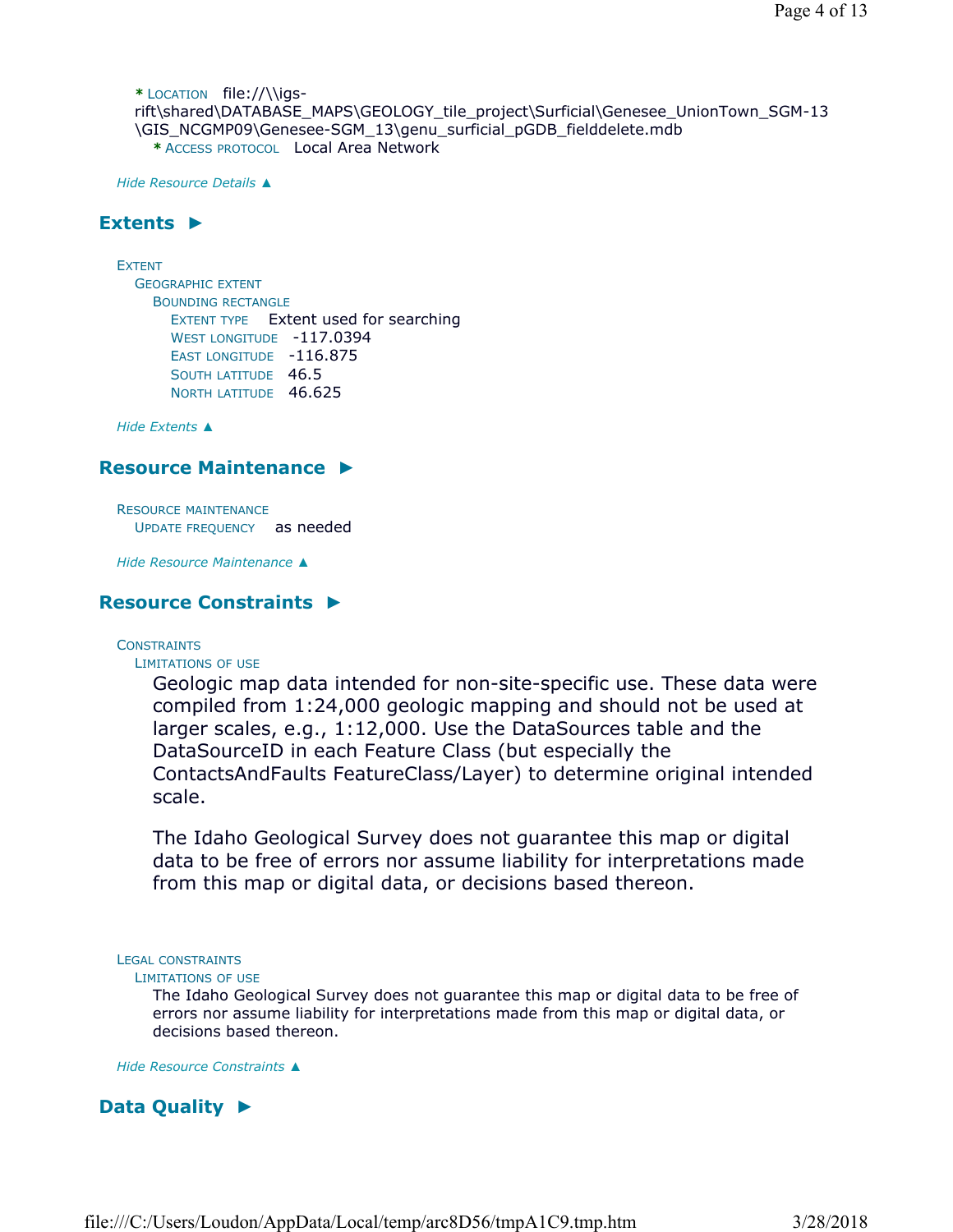* LOCATION file://\\igs-rift\shared\DATABASE_MAPS\GEOLOGY_tile_project\Surficial\Genesee_UnionTown_SGM-13\GIS_NCGMP09\Genesee-SGM_13\genu_surficial_pGDB_fielddelete.mdb
  * ACCESS PROTOCOL Local Area Network

*Hide Resource Details ▲*

## Extents ►

EXTENT
- GEOGRAPHIC EXTENT
  - BOUNDING RECTANGLE
    - EXTENT TYPE Extent used for searching
    - WEST LONGITUDE -117.0394
    - EAST LONGITUDE -116.875
    - SOUTH LATITUDE 46.5
    - NORTH LATITUDE 46.625

*Hide Extents ▲*

## Resource Maintenance ►

RESOURCE MAINTENANCE
- UPDATE FREQUENCY as needed

*Hide Resource Maintenance ▲*

## Resource Constraints ►

CONSTRAINTS
- LIMITATIONS OF USE

  Geologic map data intended for non-site-specific use. These data were compiled from 1:24,000 geologic mapping and should not be used at larger scales, e.g., 1:12,000. Use the DataSources table and the DataSourceID in each Feature Class (but especially the ContactsAndFaults FeatureClass/Layer) to determine original intended scale.

  The Idaho Geological Survey does not guarantee this map or digital data to be free of errors nor assume liability for interpretations made from this map or digital data, or decisions based thereon.

LEGAL CONSTRAINTS
- LIMITATIONS OF USE

  The Idaho Geological Survey does not guarantee this map or digital data to be free of errors nor assume liability for interpretations made from this map or digital data, or decisions based thereon.

*Hide Resource Constraints ▲*

## Data Quality ►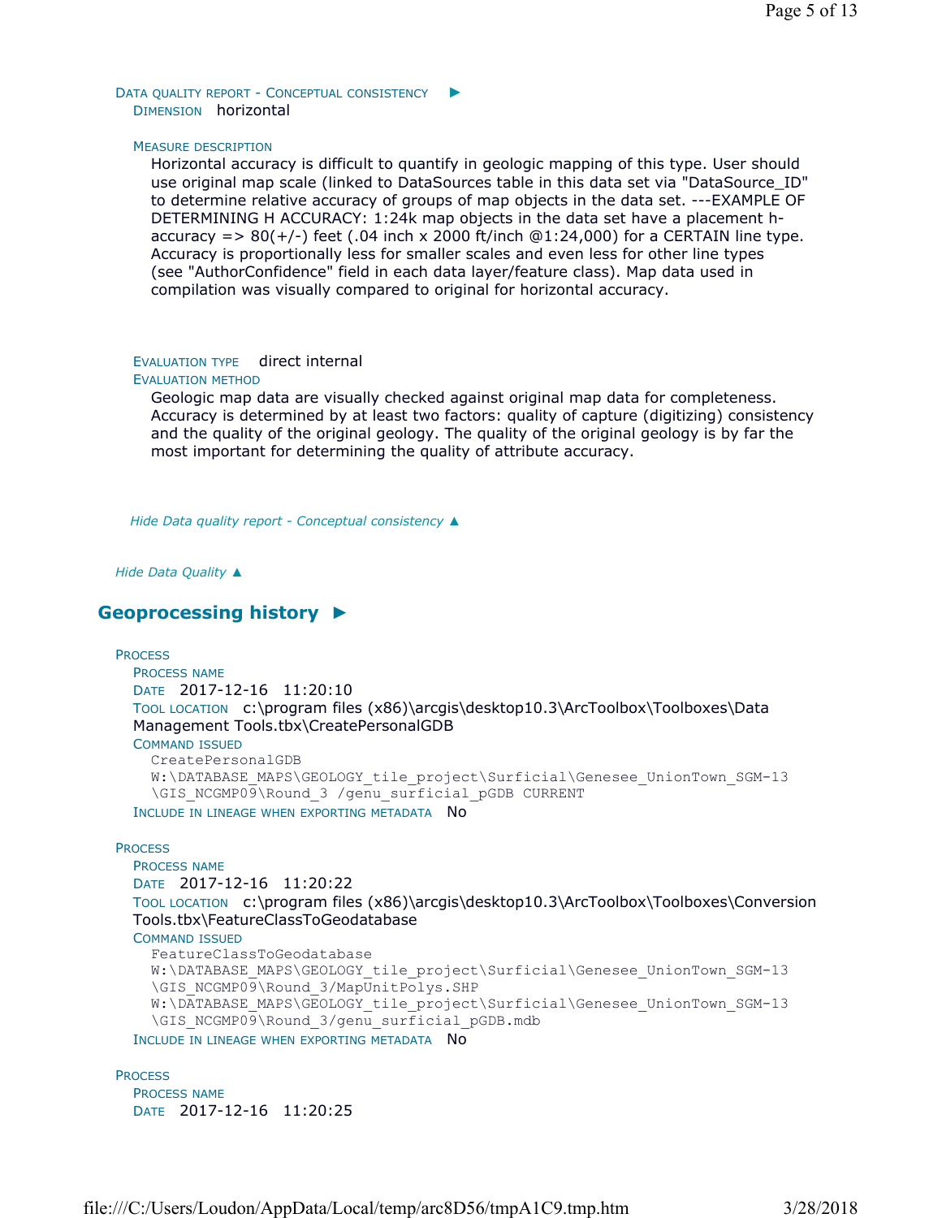DATA QUALITY REPORT - CONCEPTUAL CONSISTENCY ▶

DIMENSION horizontal

MEASURE DESCRIPTION

Horizontal accuracy is difficult to quantify in geologic mapping of this type. User should use original map scale (linked to DataSources table in this data set via "DataSource_ID" to determine relative accuracy of groups of map objects in the data set. ---EXAMPLE OF DETERMINING H ACCURACY: 1:24k map objects in the data set have a placement h-accuracy => 80(+/-) feet (.04 inch x 2000 ft/inch @1:24,000) for a CERTAIN line type. Accuracy is proportionally less for smaller scales and even less for other line types (see "AuthorConfidence" field in each data layer/feature class). Map data used in compilation was visually compared to original for horizontal accuracy.

EVALUATION TYPE direct internal

EVALUATION METHOD

Geologic map data are visually checked against original map data for completeness. Accuracy is determined by at least two factors: quality of capture (digitizing) consistency and the quality of the original geology. The quality of the original geology is by far the most important for determining the quality of attribute accuracy.

*Hide Data quality report - Conceptual consistency ▲*

*Hide Data Quality ▲*

## Geoprocessing history ▶

PROCESS

PROCESS NAME

DATE 2017-12-16 11:20:10

TOOL LOCATION c:\program files (x86)\arcgis\desktop10.3\ArcToolbox\Toolboxes\Data Management Tools.tbx\CreatePersonalGDB

COMMAND ISSUED

```
CreatePersonalGDB
W:\DATABASE_MAPS\GEOLOGY_tile_project\Surficial\Genesee_UnionTown_SGM-13
\GIS_NCGMP09\Round_3 /genu_surficial_pGDB CURRENT
```

INCLUDE IN LINEAGE WHEN EXPORTING METADATA No

PROCESS

PROCESS NAME

DATE 2017-12-16 11:20:22

TOOL LOCATION c:\program files (x86)\arcgis\desktop10.3\ArcToolbox\Toolboxes\Conversion Tools.tbx\FeatureClassToGeodatabase

COMMAND ISSUED

```
FeatureClassToGeodatabase
W:\DATABASE_MAPS\GEOLOGY_tile_project\Surficial\Genesee_UnionTown_SGM-13
\GIS_NCGMP09\Round_3/MapUnitPolys.SHP
W:\DATABASE_MAPS\GEOLOGY_tile_project\Surficial\Genesee_UnionTown_SGM-13
\GIS_NCGMP09\Round_3/genu_surficial_pGDB.mdb
```

INCLUDE IN LINEAGE WHEN EXPORTING METADATA No

PROCESS

PROCESS NAME

DATE 2017-12-16 11:20:25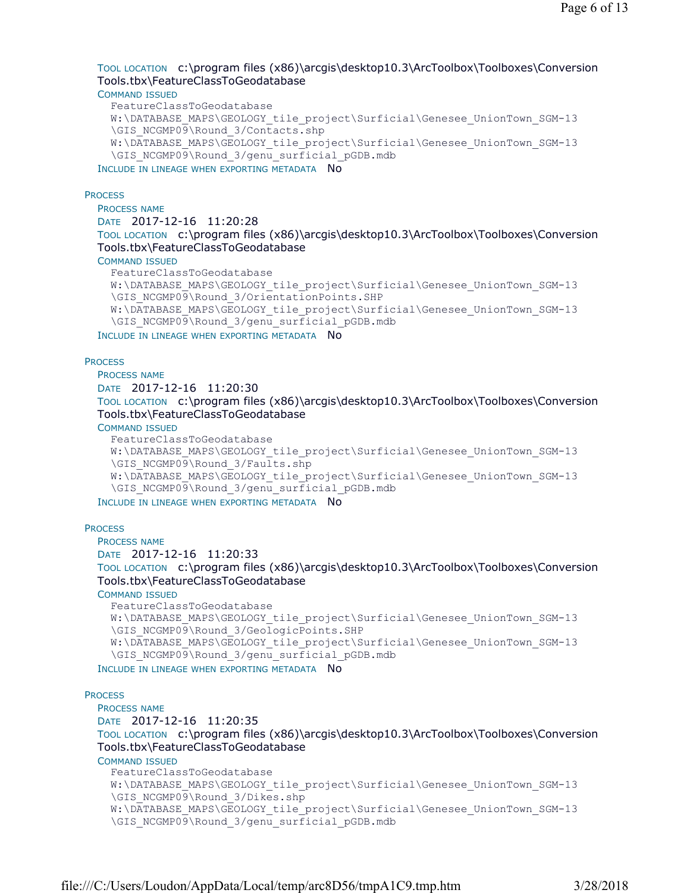TOOL LOCATION c:\program files (x86)\arcgis\desktop10.3\ArcToolbox\Toolboxes\Conversion Tools.tbx\FeatureClassToGeodatabase

COMMAND ISSUED

```
FeatureClassToGeodatabase
W:\DATABASE_MAPS\GEOLOGY_tile_project\Surficial\Genesee_UnionTown_SGM-13
\GIS_NCGMP09\Round_3/Contacts.shp
W:\DATABASE_MAPS\GEOLOGY_tile_project\Surficial\Genesee_UnionTown_SGM-13
\GIS_NCGMP09\Round_3/genu_surficial_pGDB.mdb
```

INCLUDE IN LINEAGE WHEN EXPORTING METADATA No

PROCESS

PROCESS NAME

DATE 2017-12-16 11:20:28

TOOL LOCATION c:\program files (x86)\arcgis\desktop10.3\ArcToolbox\Toolboxes\Conversion Tools.tbx\FeatureClassToGeodatabase

COMMAND ISSUED

```
FeatureClassToGeodatabase
W:\DATABASE_MAPS\GEOLOGY_tile_project\Surficial\Genesee_UnionTown_SGM-13
\GIS_NCGMP09\Round_3/OrientationPoints.SHP
W:\DATABASE_MAPS\GEOLOGY_tile_project\Surficial\Genesee_UnionTown_SGM-13
\GIS_NCGMP09\Round_3/genu_surficial_pGDB.mdb
```

INCLUDE IN LINEAGE WHEN EXPORTING METADATA No

PROCESS

PROCESS NAME

DATE 2017-12-16 11:20:30

TOOL LOCATION c:\program files (x86)\arcgis\desktop10.3\ArcToolbox\Toolboxes\Conversion Tools.tbx\FeatureClassToGeodatabase

COMMAND ISSUED

```
FeatureClassToGeodatabase
W:\DATABASE_MAPS\GEOLOGY_tile_project\Surficial\Genesee_UnionTown_SGM-13
\GIS_NCGMP09\Round_3/Faults.shp
W:\DATABASE_MAPS\GEOLOGY_tile_project\Surficial\Genesee_UnionTown_SGM-13
\GIS_NCGMP09\Round_3/genu_surficial_pGDB.mdb
```

INCLUDE IN LINEAGE WHEN EXPORTING METADATA No

PROCESS

PROCESS NAME

DATE 2017-12-16 11:20:33

TOOL LOCATION c:\program files (x86)\arcgis\desktop10.3\ArcToolbox\Toolboxes\Conversion Tools.tbx\FeatureClassToGeodatabase

COMMAND ISSUED

```
FeatureClassToGeodatabase
W:\DATABASE_MAPS\GEOLOGY_tile_project\Surficial\Genesee_UnionTown_SGM-13
\GIS_NCGMP09\Round_3/GeologicPoints.SHP
W:\DATABASE_MAPS\GEOLOGY_tile_project\Surficial\Genesee_UnionTown_SGM-13
\GIS_NCGMP09\Round_3/genu_surficial_pGDB.mdb
```

INCLUDE IN LINEAGE WHEN EXPORTING METADATA No

PROCESS

PROCESS NAME

DATE 2017-12-16 11:20:35

TOOL LOCATION c:\program files (x86)\arcgis\desktop10.3\ArcToolbox\Toolboxes\Conversion Tools.tbx\FeatureClassToGeodatabase

COMMAND ISSUED

```
FeatureClassToGeodatabase
W:\DATABASE_MAPS\GEOLOGY_tile_project\Surficial\Genesee_UnionTown_SGM-13
\GIS_NCGMP09\Round_3/Dikes.shp
W:\DATABASE_MAPS\GEOLOGY_tile_project\Surficial\Genesee_UnionTown_SGM-13
\GIS_NCGMP09\Round_3/genu_surficial_pGDB.mdb
```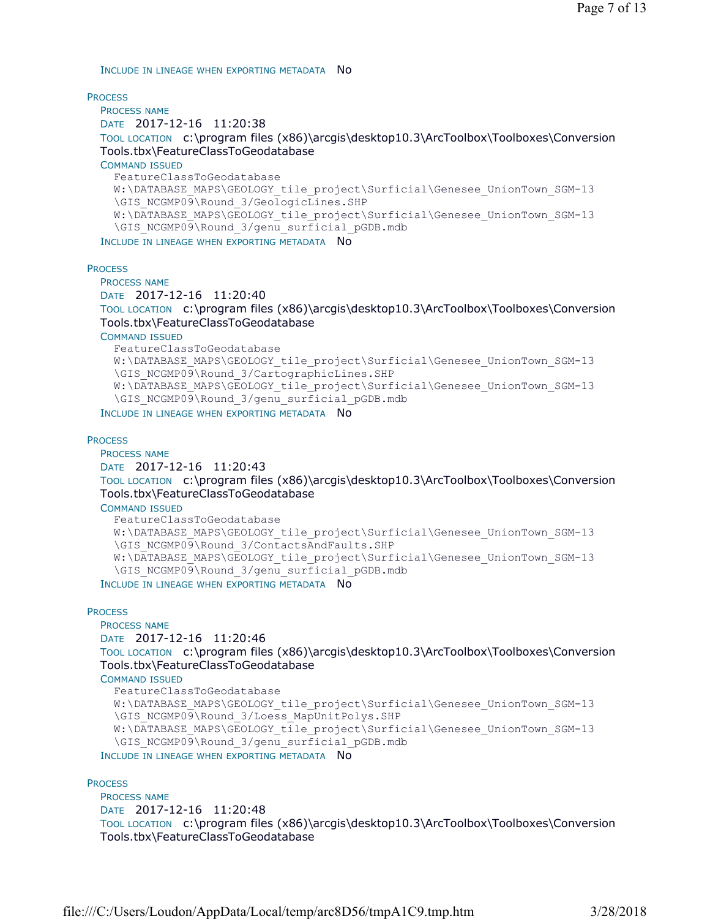INCLUDE IN LINEAGE WHEN EXPORTING METADATA No

PROCESS

PROCESS NAME

DATE 2017-12-16 11:20:38

TOOL LOCATION c:\program files (x86)\arcgis\desktop10.3\ArcToolbox\Toolboxes\Conversion Tools.tbx\FeatureClassToGeodatabase

COMMAND ISSUED

```
FeatureClassToGeodatabase
W:\DATABASE_MAPS\GEOLOGY_tile_project\Surficial\Genesee_UnionTown_SGM-13
\GIS_NCGMP09\Round_3/GeologicLines.SHP
W:\DATABASE_MAPS\GEOLOGY_tile_project\Surficial\Genesee_UnionTown_SGM-13
\GIS_NCGMP09\Round_3/genu_surficial_pGDB.mdb
```

INCLUDE IN LINEAGE WHEN EXPORTING METADATA No

PROCESS

PROCESS NAME

DATE 2017-12-16 11:20:40

TOOL LOCATION c:\program files (x86)\arcgis\desktop10.3\ArcToolbox\Toolboxes\Conversion Tools.tbx\FeatureClassToGeodatabase

COMMAND ISSUED

```
FeatureClassToGeodatabase
W:\DATABASE_MAPS\GEOLOGY_tile_project\Surficial\Genesee_UnionTown_SGM-13
\GIS_NCGMP09\Round_3/CartographicLines.SHP
W:\DATABASE_MAPS\GEOLOGY_tile_project\Surficial\Genesee_UnionTown_SGM-13
\GIS_NCGMP09\Round_3/genu_surficial_pGDB.mdb
```

INCLUDE IN LINEAGE WHEN EXPORTING METADATA No

PROCESS

PROCESS NAME

DATE 2017-12-16 11:20:43

TOOL LOCATION c:\program files (x86)\arcgis\desktop10.3\ArcToolbox\Toolboxes\Conversion Tools.tbx\FeatureClassToGeodatabase

COMMAND ISSUED

```
FeatureClassToGeodatabase
W:\DATABASE_MAPS\GEOLOGY_tile_project\Surficial\Genesee_UnionTown_SGM-13
\GIS_NCGMP09\Round_3/ContactsAndFaults.SHP
W:\DATABASE_MAPS\GEOLOGY_tile_project\Surficial\Genesee_UnionTown_SGM-13
\GIS_NCGMP09\Round_3/genu_surficial_pGDB.mdb
```

INCLUDE IN LINEAGE WHEN EXPORTING METADATA No

PROCESS

PROCESS NAME

DATE 2017-12-16 11:20:46

TOOL LOCATION c:\program files (x86)\arcgis\desktop10.3\ArcToolbox\Toolboxes\Conversion Tools.tbx\FeatureClassToGeodatabase

COMMAND ISSUED

```
FeatureClassToGeodatabase
W:\DATABASE_MAPS\GEOLOGY_tile_project\Surficial\Genesee_UnionTown_SGM-13
\GIS_NCGMP09\Round_3/Loess_MapUnitPolys.SHP
W:\DATABASE_MAPS\GEOLOGY_tile_project\Surficial\Genesee_UnionTown_SGM-13
\GIS_NCGMP09\Round_3/genu_surficial_pGDB.mdb
```

INCLUDE IN LINEAGE WHEN EXPORTING METADATA No

PROCESS

PROCESS NAME

DATE 2017-12-16 11:20:48

TOOL LOCATION c:\program files (x86)\arcgis\desktop10.3\ArcToolbox\Toolboxes\Conversion Tools.tbx\FeatureClassToGeodatabase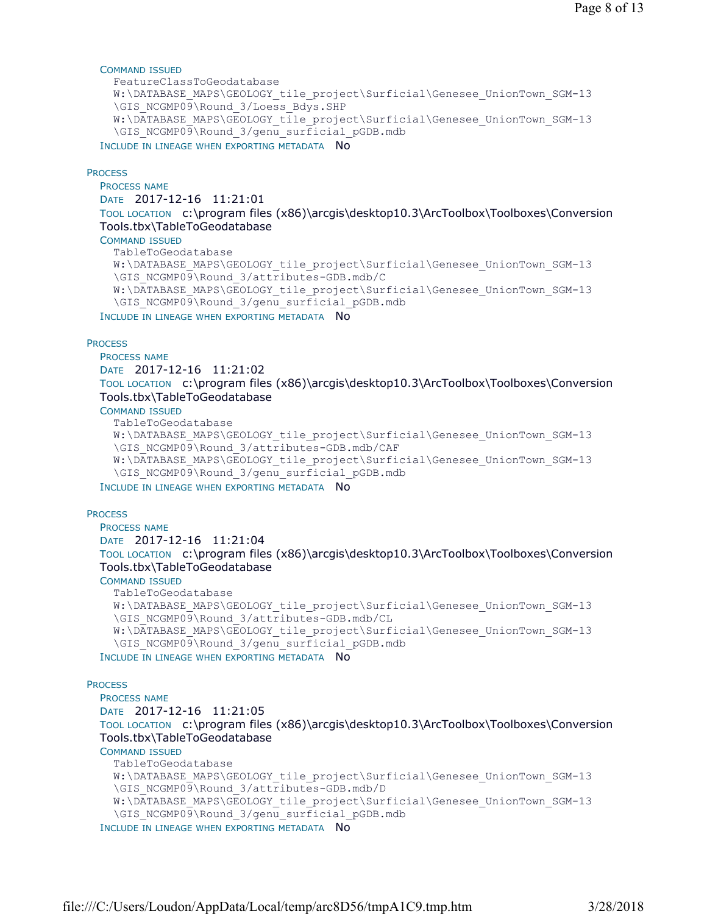COMMAND ISSUED

```
FeatureClassToGeodatabase
W:\DATABASE_MAPS\GEOLOGY_tile_project\Surficial\Genesee_UnionTown_SGM-13
\GIS_NCGMP09\Round_3/Loess_Bdys.SHP
W:\DATABASE_MAPS\GEOLOGY_tile_project\Surficial\Genesee_UnionTown_SGM-13
\GIS_NCGMP09\Round_3/genu_surficial_pGDB.mdb
```

INCLUDE IN LINEAGE WHEN EXPORTING METADATA No

PROCESS

PROCESS NAME

DATE 2017-12-16 11:21:01

TOOL LOCATION c:\program files (x86)\arcgis\desktop10.3\ArcToolbox\Toolboxes\Conversion Tools.tbx\TableToGeodatabase

COMMAND ISSUED

```
TableToGeodatabase
W:\DATABASE_MAPS\GEOLOGY_tile_project\Surficial\Genesee_UnionTown_SGM-13
\GIS_NCGMP09\Round_3/attributes-GDB.mdb/C
W:\DATABASE_MAPS\GEOLOGY_tile_project\Surficial\Genesee_UnionTown_SGM-13
\GIS_NCGMP09\Round_3/genu_surficial_pGDB.mdb
```

INCLUDE IN LINEAGE WHEN EXPORTING METADATA No

PROCESS

PROCESS NAME

DATE 2017-12-16 11:21:02

TOOL LOCATION c:\program files (x86)\arcgis\desktop10.3\ArcToolbox\Toolboxes\Conversion Tools.tbx\TableToGeodatabase

COMMAND ISSUED

```
TableToGeodatabase
W:\DATABASE_MAPS\GEOLOGY_tile_project\Surficial\Genesee_UnionTown_SGM-13
\GIS_NCGMP09\Round_3/attributes-GDB.mdb/CAF
W:\DATABASE_MAPS\GEOLOGY_tile_project\Surficial\Genesee_UnionTown_SGM-13
\GIS_NCGMP09\Round_3/genu_surficial_pGDB.mdb
```

INCLUDE IN LINEAGE WHEN EXPORTING METADATA No

PROCESS

PROCESS NAME

DATE 2017-12-16 11:21:04

TOOL LOCATION c:\program files (x86)\arcgis\desktop10.3\ArcToolbox\Toolboxes\Conversion Tools.tbx\TableToGeodatabase

COMMAND ISSUED

```
TableToGeodatabase
W:\DATABASE_MAPS\GEOLOGY_tile_project\Surficial\Genesee_UnionTown_SGM-13
\GIS_NCGMP09\Round_3/attributes-GDB.mdb/CL
W:\DATABASE_MAPS\GEOLOGY_tile_project\Surficial\Genesee_UnionTown_SGM-13
\GIS_NCGMP09\Round_3/genu_surficial_pGDB.mdb
```

INCLUDE IN LINEAGE WHEN EXPORTING METADATA No

PROCESS

PROCESS NAME

DATE 2017-12-16 11:21:05

TOOL LOCATION c:\program files (x86)\arcgis\desktop10.3\ArcToolbox\Toolboxes\Conversion Tools.tbx\TableToGeodatabase

COMMAND ISSUED

```
TableToGeodatabase
W:\DATABASE_MAPS\GEOLOGY_tile_project\Surficial\Genesee_UnionTown_SGM-13
\GIS_NCGMP09\Round_3/attributes-GDB.mdb/D
W:\DATABASE_MAPS\GEOLOGY_tile_project\Surficial\Genesee_UnionTown_SGM-13
\GIS_NCGMP09\Round_3/genu_surficial_pGDB.mdb
```

INCLUDE IN LINEAGE WHEN EXPORTING METADATA No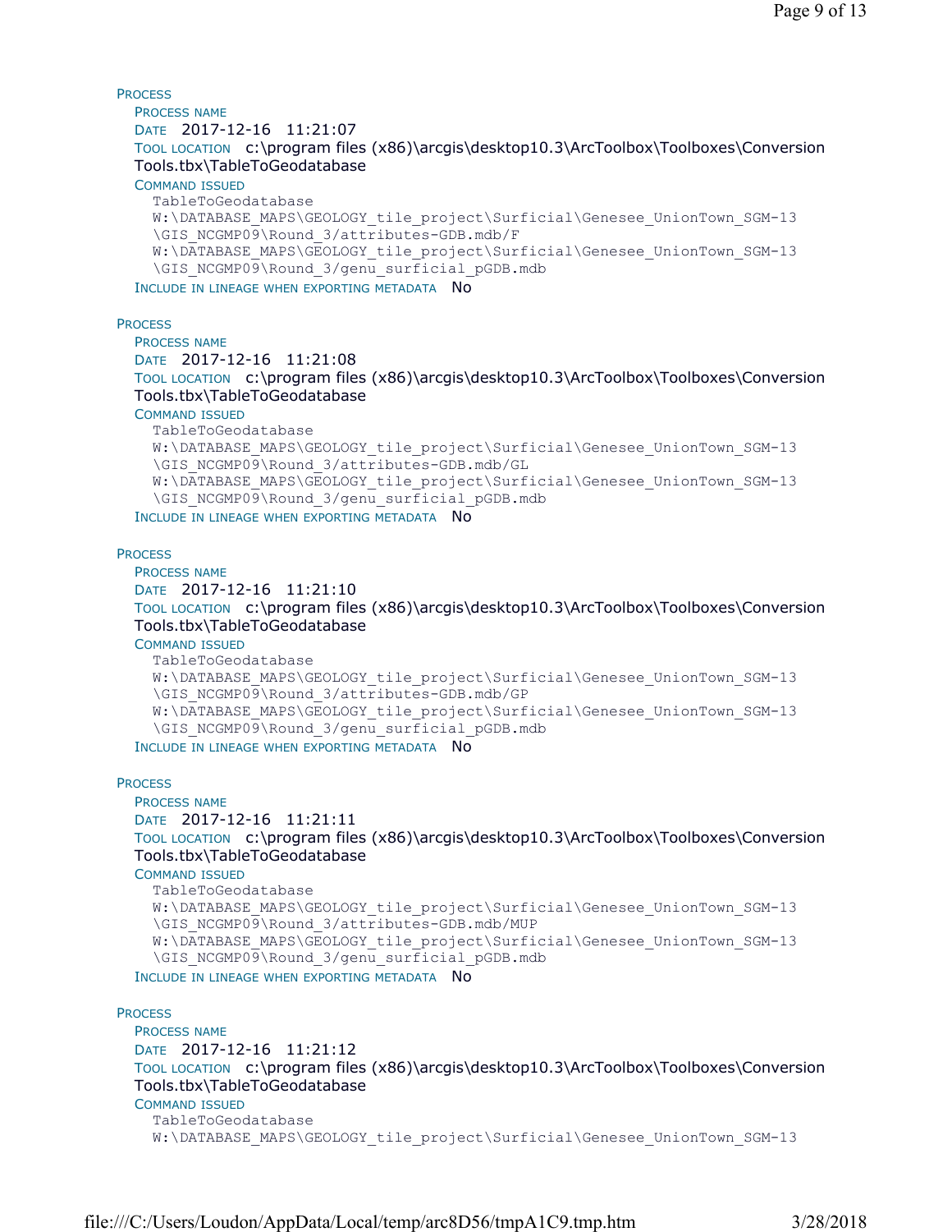PROCESS

PROCESS NAME

DATE 2017-12-16 11:21:07

TOOL LOCATION c:\program files (x86)\arcgis\desktop10.3\ArcToolbox\Toolboxes\Conversion Tools.tbx\TableToGeodatabase

COMMAND ISSUED

```
TableToGeodatabase
W:\DATABASE_MAPS\GEOLOGY_tile_project\Surficial\Genesee_UnionTown_SGM-13
\GIS_NCGMP09\Round_3/attributes-GDB.mdb/F
W:\DATABASE_MAPS\GEOLOGY_tile_project\Surficial\Genesee_UnionTown_SGM-13
\GIS_NCGMP09\Round_3/genu_surficial_pGDB.mdb
```

INCLUDE IN LINEAGE WHEN EXPORTING METADATA No

PROCESS

PROCESS NAME

DATE 2017-12-16 11:21:08

TOOL LOCATION c:\program files (x86)\arcgis\desktop10.3\ArcToolbox\Toolboxes\Conversion Tools.tbx\TableToGeodatabase

COMMAND ISSUED

```
TableToGeodatabase
W:\DATABASE_MAPS\GEOLOGY_tile_project\Surficial\Genesee_UnionTown_SGM-13
\GIS_NCGMP09\Round_3/attributes-GDB.mdb/GL
W:\DATABASE_MAPS\GEOLOGY_tile_project\Surficial\Genesee_UnionTown_SGM-13
\GIS_NCGMP09\Round_3/genu_surficial_pGDB.mdb
```

INCLUDE IN LINEAGE WHEN EXPORTING METADATA No

PROCESS

PROCESS NAME

DATE 2017-12-16 11:21:10

TOOL LOCATION c:\program files (x86)\arcgis\desktop10.3\ArcToolbox\Toolboxes\Conversion Tools.tbx\TableToGeodatabase

COMMAND ISSUED

```
TableToGeodatabase
W:\DATABASE_MAPS\GEOLOGY_tile_project\Surficial\Genesee_UnionTown_SGM-13
\GIS_NCGMP09\Round_3/attributes-GDB.mdb/GP
W:\DATABASE_MAPS\GEOLOGY_tile_project\Surficial\Genesee_UnionTown_SGM-13
\GIS_NCGMP09\Round_3/genu_surficial_pGDB.mdb
```

INCLUDE IN LINEAGE WHEN EXPORTING METADATA No

PROCESS

PROCESS NAME

DATE 2017-12-16 11:21:11

TOOL LOCATION c:\program files (x86)\arcgis\desktop10.3\ArcToolbox\Toolboxes\Conversion Tools.tbx\TableToGeodatabase

COMMAND ISSUED

```
TableToGeodatabase
W:\DATABASE_MAPS\GEOLOGY_tile_project\Surficial\Genesee_UnionTown_SGM-13
\GIS_NCGMP09\Round_3/attributes-GDB.mdb/MUP
W:\DATABASE_MAPS\GEOLOGY_tile_project\Surficial\Genesee_UnionTown_SGM-13
\GIS_NCGMP09\Round_3/genu_surficial_pGDB.mdb
```

INCLUDE IN LINEAGE WHEN EXPORTING METADATA No

PROCESS

PROCESS NAME

DATE 2017-12-16 11:21:12

TOOL LOCATION c:\program files (x86)\arcgis\desktop10.3\ArcToolbox\Toolboxes\Conversion Tools.tbx\TableToGeodatabase

COMMAND ISSUED

```
TableToGeodatabase
W:\DATABASE_MAPS\GEOLOGY_tile_project\Surficial\Genesee_UnionTown_SGM-13
```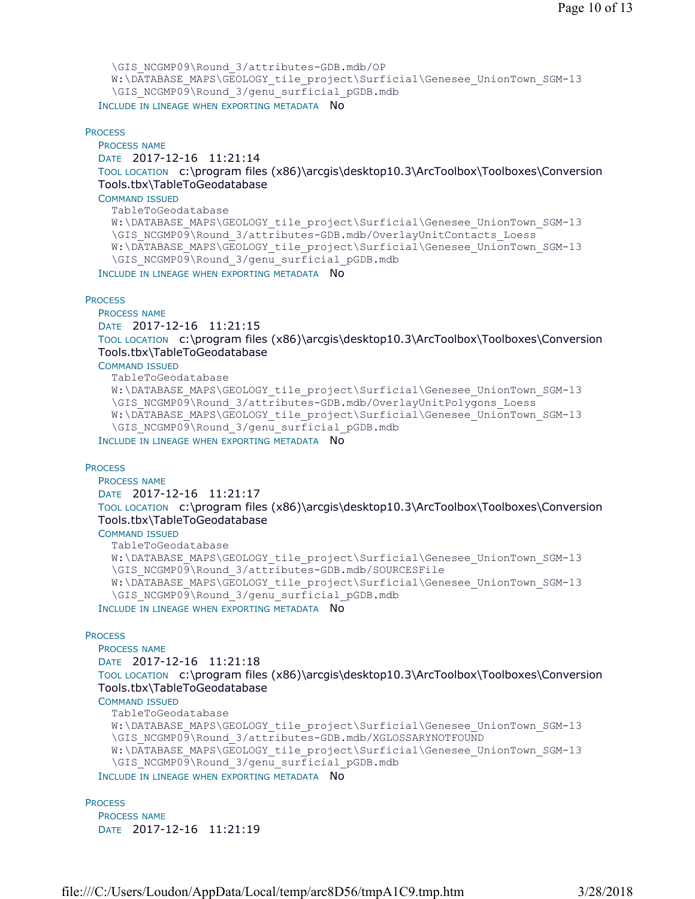```
\GIS_NCGMP09\Round_3/attributes-GDB.mdb/OP
W:\DATABASE_MAPS\GEOLOGY_tile_project\Surficial\Genesee_UnionTown_SGM-13
\GIS_NCGMP09\Round_3/genu_surficial_pGDB.mdb
```
INCLUDE IN LINEAGE WHEN EXPORTING METADATA No

PROCESS
PROCESS NAME
DATE 2017-12-16 11:21:14
TOOL LOCATION c:\program files (x86)\arcgis\desktop10.3\ArcToolbox\Toolboxes\Conversion Tools.tbx\TableToGeodatabase
COMMAND ISSUED
```
TableToGeodatabase
W:\DATABASE_MAPS\GEOLOGY_tile_project\Surficial\Genesee_UnionTown_SGM-13
\GIS_NCGMP09\Round_3/attributes-GDB.mdb/OverlayUnitContacts_Loess
W:\DATABASE_MAPS\GEOLOGY_tile_project\Surficial\Genesee_UnionTown_SGM-13
\GIS_NCGMP09\Round_3/genu_surficial_pGDB.mdb
```
INCLUDE IN LINEAGE WHEN EXPORTING METADATA No

PROCESS
PROCESS NAME
DATE 2017-12-16 11:21:15
TOOL LOCATION c:\program files (x86)\arcgis\desktop10.3\ArcToolbox\Toolboxes\Conversion Tools.tbx\TableToGeodatabase
COMMAND ISSUED
```
TableToGeodatabase
W:\DATABASE_MAPS\GEOLOGY_tile_project\Surficial\Genesee_UnionTown_SGM-13
\GIS_NCGMP09\Round_3/attributes-GDB.mdb/OverlayUnitPolygons_Loess
W:\DATABASE_MAPS\GEOLOGY_tile_project\Surficial\Genesee_UnionTown_SGM-13
\GIS_NCGMP09\Round_3/genu_surficial_pGDB.mdb
```
INCLUDE IN LINEAGE WHEN EXPORTING METADATA No

PROCESS
PROCESS NAME
DATE 2017-12-16 11:21:17
TOOL LOCATION c:\program files (x86)\arcgis\desktop10.3\ArcToolbox\Toolboxes\Conversion Tools.tbx\TableToGeodatabase
COMMAND ISSUED
```
TableToGeodatabase
W:\DATABASE_MAPS\GEOLOGY_tile_project\Surficial\Genesee_UnionTown_SGM-13
\GIS_NCGMP09\Round_3/attributes-GDB.mdb/SOURCESFile
W:\DATABASE_MAPS\GEOLOGY_tile_project\Surficial\Genesee_UnionTown_SGM-13
\GIS_NCGMP09\Round_3/genu_surficial_pGDB.mdb
```
INCLUDE IN LINEAGE WHEN EXPORTING METADATA No

PROCESS
PROCESS NAME
DATE 2017-12-16 11:21:18
TOOL LOCATION c:\program files (x86)\arcgis\desktop10.3\ArcToolbox\Toolboxes\Conversion Tools.tbx\TableToGeodatabase
COMMAND ISSUED
```
TableToGeodatabase
W:\DATABASE_MAPS\GEOLOGY_tile_project\Surficial\Genesee_UnionTown_SGM-13
\GIS_NCGMP09\Round_3/attributes-GDB.mdb/XGLOSSARYNOTFOUND
W:\DATABASE_MAPS\GEOLOGY_tile_project\Surficial\Genesee_UnionTown_SGM-13
\GIS_NCGMP09\Round_3/genu_surficial_pGDB.mdb
```
INCLUDE IN LINEAGE WHEN EXPORTING METADATA No

PROCESS
PROCESS NAME
DATE 2017-12-16 11:21:19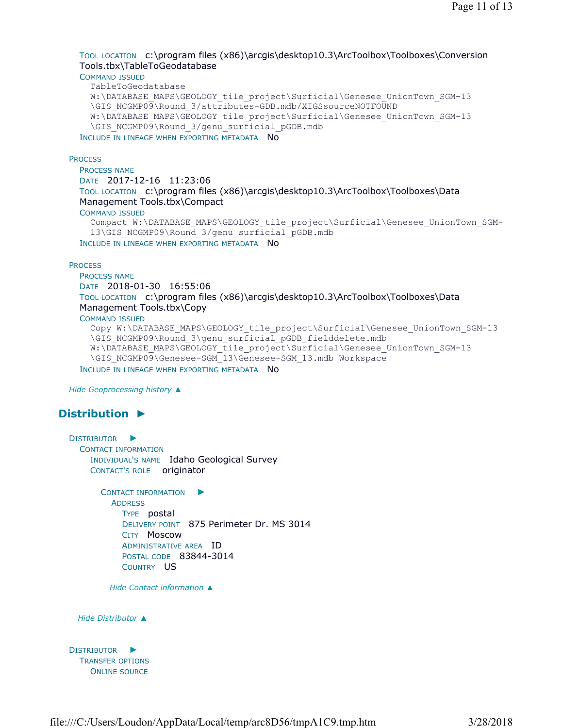TOOL LOCATION c:\program files (x86)\arcgis\desktop10.3\ArcToolbox\Toolboxes\Conversion Tools.tbx\TableToGeodatabase

COMMAND ISSUED

```
TableToGeodatabase
W:\DATABASE_MAPS\GEOLOGY_tile_project\Surficial\Genesee_UnionTown_SGM-13
\GIS_NCGMP09\Round_3/attributes-GDB.mdb/XIGSsourceNOTFOUND
W:\DATABASE_MAPS\GEOLOGY_tile_project\Surficial\Genesee_UnionTown_SGM-13
\GIS_NCGMP09\Round_3/genu_surficial_pGDB.mdb
```

INCLUDE IN LINEAGE WHEN EXPORTING METADATA No

PROCESS

PROCESS NAME

DATE 2017-12-16 11:23:06

TOOL LOCATION c:\program files (x86)\arcgis\desktop10.3\ArcToolbox\Toolboxes\Data Management Tools.tbx\Compact

COMMAND ISSUED

```
Compact W:\DATABASE_MAPS\GEOLOGY_tile_project\Surficial\Genesee_UnionTown_SGM-
13\GIS_NCGMP09\Round_3/genu_surficial_pGDB.mdb
```

INCLUDE IN LINEAGE WHEN EXPORTING METADATA No

PROCESS

PROCESS NAME

DATE 2018-01-30 16:55:06

TOOL LOCATION c:\program files (x86)\arcgis\desktop10.3\ArcToolbox\Toolboxes\Data Management Tools.tbx\Copy

COMMAND ISSUED

```
Copy W:\DATABASE_MAPS\GEOLOGY_tile_project\Surficial\Genesee_UnionTown_SGM-13
\GIS_NCGMP09\Round_3\genu_surficial_pGDB_fielddelete.mdb
W:\DATABASE_MAPS\GEOLOGY_tile_project\Surficial\Genesee_UnionTown_SGM-13
\GIS_NCGMP09\Genesee-SGM_13\Genesee-SGM_13.mdb Workspace
```

INCLUDE IN LINEAGE WHEN EXPORTING METADATA No

*Hide Geoprocessing history ▲*

## Distribution ►

DISTRIBUTOR ►

CONTACT INFORMATION

INDIVIDUAL'S NAME Idaho Geological Survey

CONTACT'S ROLE originator

CONTACT INFORMATION ►

ADDRESS

TYPE postal

DELIVERY POINT 875 Perimeter Dr. MS 3014

CITY Moscow

ADMINISTRATIVE AREA ID

POSTAL CODE 83844-3014

COUNTRY US

*Hide Contact information ▲*

*Hide Distributor ▲*

DISTRIBUTOR ►

TRANSFER OPTIONS

ONLINE SOURCE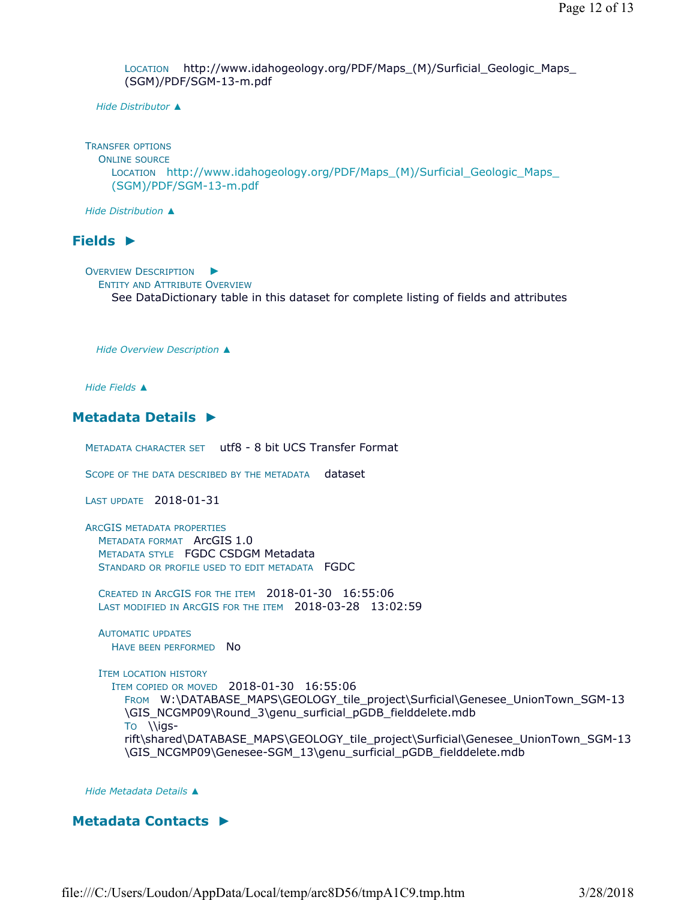LOCATION http://www.idahogeology.org/PDF/Maps_(M)/Surficial_Geologic_Maps_(SGM)/PDF/SGM-13-m.pdf

*Hide Distributor ▲*

TRANSFER OPTIONS
ONLINE SOURCE
LOCATION http://www.idahogeology.org/PDF/Maps_(M)/Surficial_Geologic_Maps_(SGM)/PDF/SGM-13-m.pdf

*Hide Distribution ▲*

## Fields ►

OVERVIEW DESCRIPTION ►
ENTITY AND ATTRIBUTE OVERVIEW
See DataDictionary table in this dataset for complete listing of fields and attributes

*Hide Overview Description ▲*

*Hide Fields ▲*

## Metadata Details ►

METADATA CHARACTER SET utf8 - 8 bit UCS Transfer Format

SCOPE OF THE DATA DESCRIBED BY THE METADATA dataset

LAST UPDATE 2018-01-31

ARCGIS METADATA PROPERTIES
METADATA FORMAT ArcGIS 1.0
METADATA STYLE FGDC CSDGM Metadata
STANDARD OR PROFILE USED TO EDIT METADATA FGDC

CREATED IN ARCGIS FOR THE ITEM 2018-01-30 16:55:06
LAST MODIFIED IN ARCGIS FOR THE ITEM 2018-03-28 13:02:59

AUTOMATIC UPDATES
HAVE BEEN PERFORMED No

ITEM LOCATION HISTORY
ITEM COPIED OR MOVED 2018-01-30 16:55:06
FROM W:\DATABASE_MAPS\GEOLOGY_tile_project\Surficial\Genesee_UnionTown_SGM-13\GIS_NCGMP09\Round_3\genu_surficial_pGDB_fielddelete.mdb
TO \\igs-rift\shared\DATABASE_MAPS\GEOLOGY_tile_project\Surficial\Genesee_UnionTown_SGM-13\GIS_NCGMP09\Genesee-SGM_13\genu_surficial_pGDB_fielddelete.mdb

*Hide Metadata Details ▲*

## Metadata Contacts ►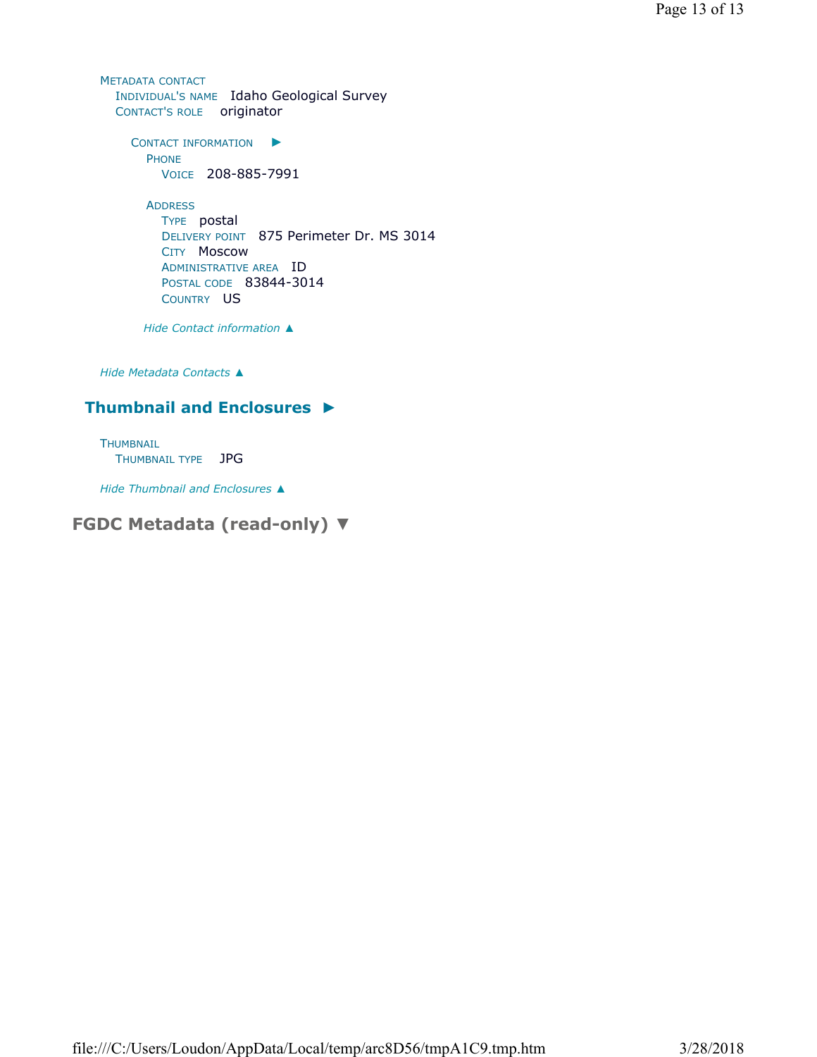METADATA CONTACT
INDIVIDUAL'S NAME Idaho Geological Survey
CONTACT'S ROLE originator

CONTACT INFORMATION ►
PHONE
VOICE 208-885-7991

ADDRESS
TYPE postal
DELIVERY POINT 875 Perimeter Dr. MS 3014
CITY Moscow
ADMINISTRATIVE AREA ID
POSTAL CODE 83844-3014
COUNTRY US

*Hide Contact information ▲*

*Hide Metadata Contacts ▲*

## Thumbnail and Enclosures ►

THUMBNAIL
THUMBNAIL TYPE JPG

*Hide Thumbnail and Enclosures ▲*

## FGDC Metadata (read-only) ▼